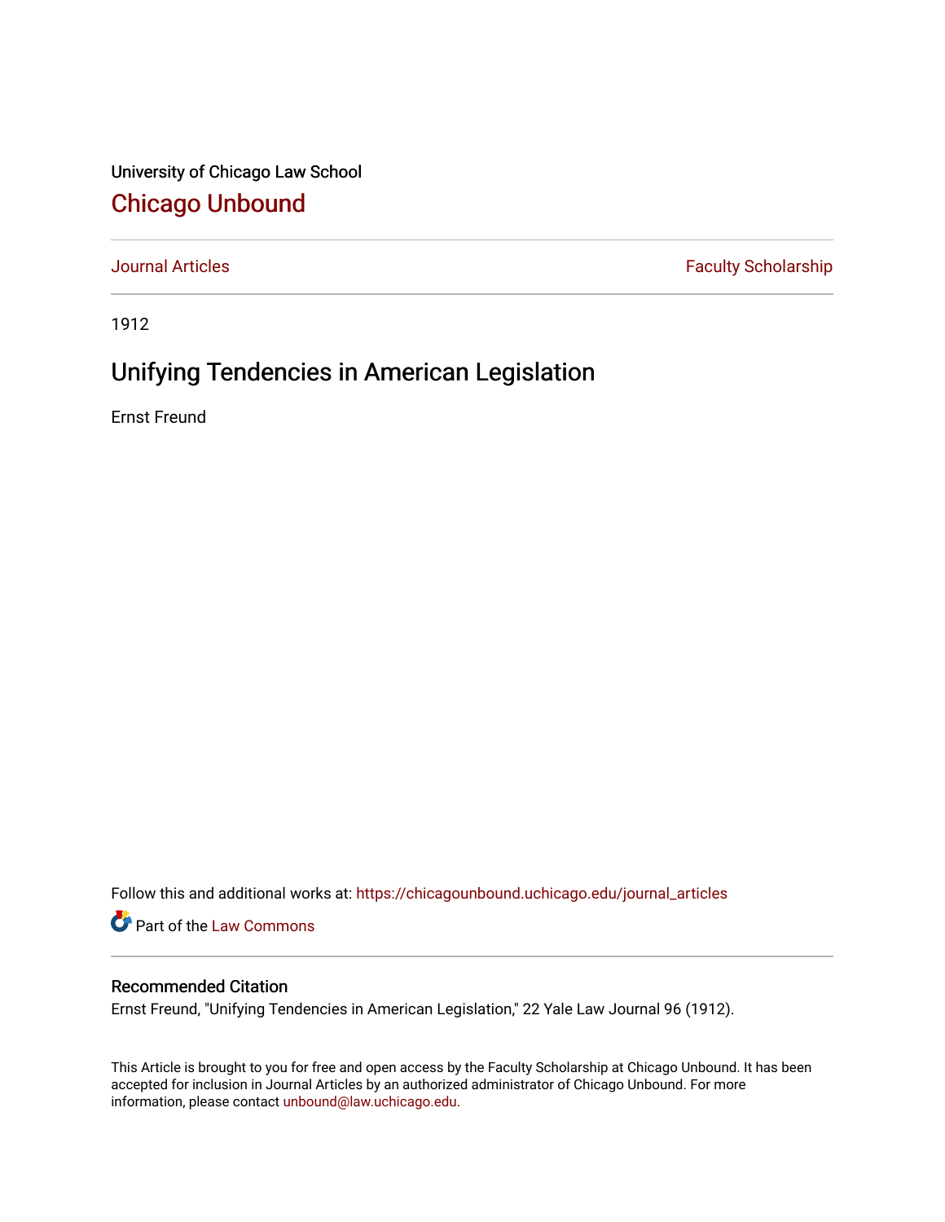University of Chicago Law School

# Chicago Unbound

Journal Articles | Faculty Scholarship

1912

## Unifying Tendencies in American Legislation

Ernst Freund

Follow this and additional works at: https://chicagounbound.uchicago.edu/journal_articles

Part of the Law Commons

### Recommended Citation

Ernst Freund, "Unifying Tendencies in American Legislation," 22 Yale Law Journal 96 (1912).

This Article is brought to you for free and open access by the Faculty Scholarship at Chicago Unbound. It has been accepted for inclusion in Journal Articles by an authorized administrator of Chicago Unbound. For more information, please contact unbound@law.uchicago.edu.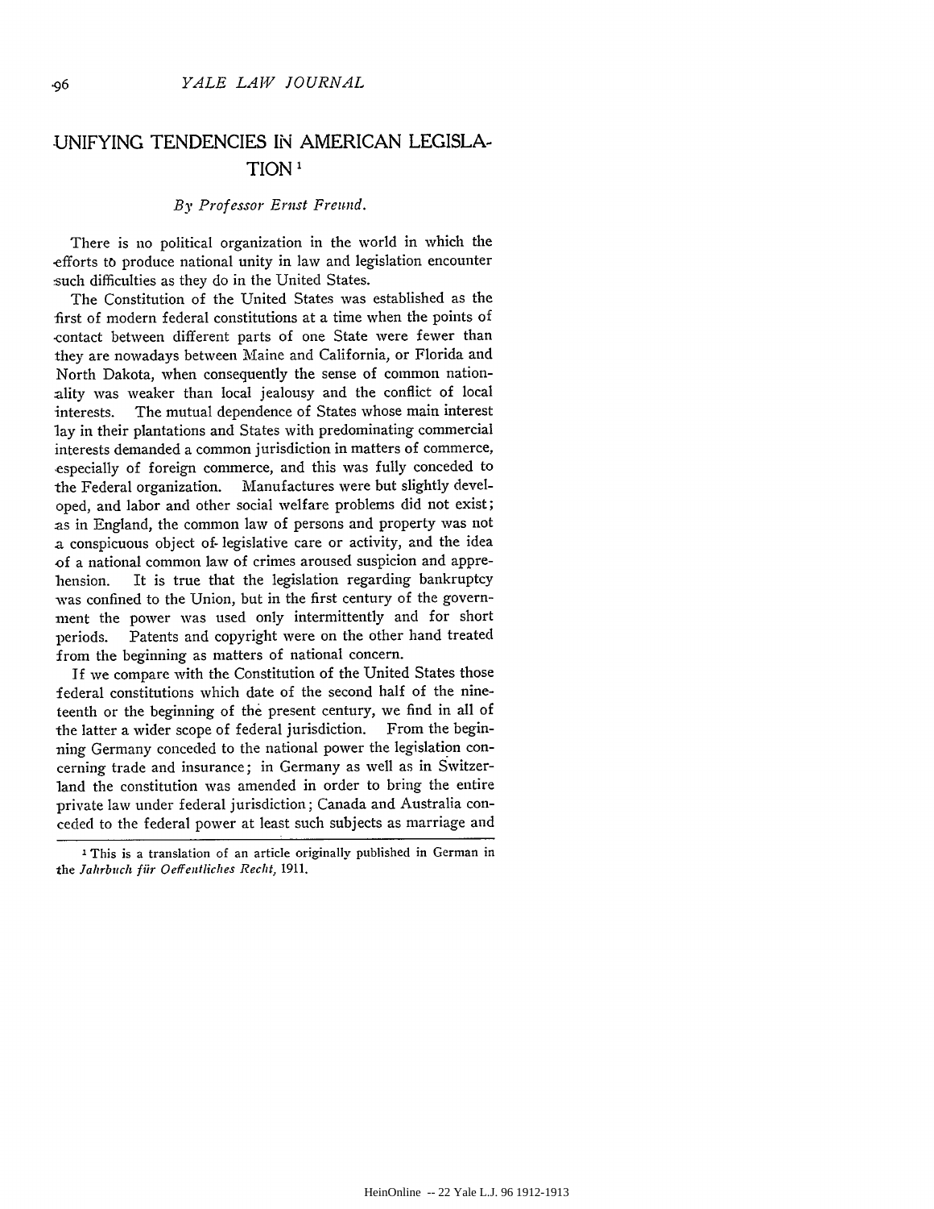# UNIFYING TENDENCIES IN AMERICAN LEGISLATION[1]

*By Professor Ernst Freund.*

There is no political organization in the world in which the efforts to produce national unity in law and legislation encounter such difficulties as they do in the United States.

The Constitution of the United States was established as the first of modern federal constitutions at a time when the points of contact between different parts of one State were fewer than they are nowadays between Maine and California, or Florida and North Dakota, when consequently the sense of common nationality was weaker than local jealousy and the conflict of local interests. The mutual dependence of States whose main interest lay in their plantations and States with predominating commercial interests demanded a common jurisdiction in matters of commerce, especially of foreign commerce, and this was fully conceded to the Federal organization. Manufactures were but slightly developed, and labor and other social welfare problems did not exist; as in England, the common law of persons and property was not a conspicuous object of legislative care or activity, and the idea of a national common law of crimes aroused suspicion and apprehension. It is true that the legislation regarding bankruptcy was confined to the Union, but in the first century of the government the power was used only intermittently and for short periods. Patents and copyright were on the other hand treated from the beginning as matters of national concern.

If we compare with the Constitution of the United States those federal constitutions which date of the second half of the nineteenth or the beginning of the present century, we find in all of the latter a wider scope of federal jurisdiction. From the beginning Germany conceded to the national power the legislation concerning trade and insurance; in Germany as well as in Switzerland the constitution was amended in order to bring the entire private law under federal jurisdiction; Canada and Australia conceded to the federal power at least such subjects as marriage and

[1] This is a translation of an article originally published in German in the *Jahrbuch für Oeffentliches Recht*, 1911.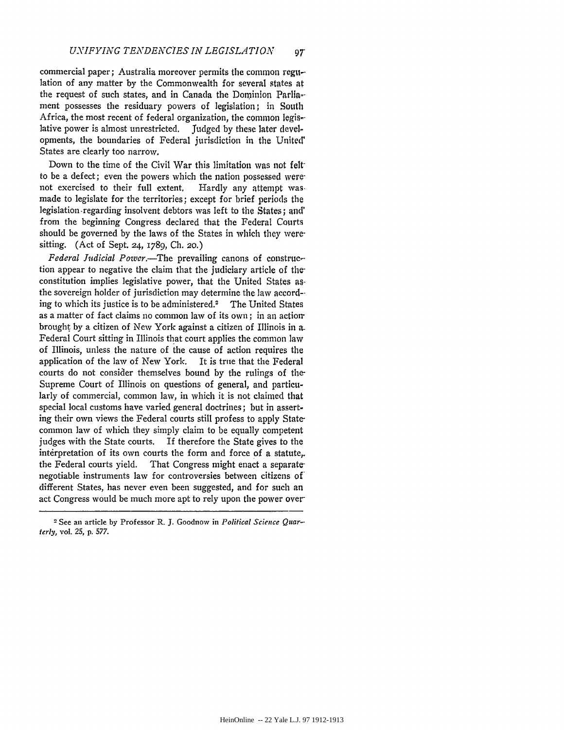commercial paper; Australia moreover permits the common regulation of any matter by the Commonwealth for several states at the request of such states, and in Canada the Dominion Parliament possesses the residuary powers of legislation; in South Africa, the most recent of federal organization, the common legislative power is almost unrestricted. Judged by these later developments, the boundaries of Federal jurisdiction in the United States are clearly too narrow.

Down to the time of the Civil War this limitation was not felt to be a defect; even the powers which the nation possessed were not exercised to their full extent. Hardly any attempt was made to legislate for the territories; except for brief periods the legislation regarding insolvent debtors was left to the States; and from the beginning Congress declared that the Federal Courts should be governed by the laws of the States in which they were sitting. (Act of Sept. 24, 1789, Ch. 20.)

*Federal Judicial Power*.—The prevailing canons of construction appear to negative the claim that the judiciary article of the constitution implies legislative power, that the United States as the sovereign holder of jurisdiction may determine the law according to which its justice is to be administered.[2] The United States as a matter of fact claims no common law of its own; in an action brought by a citizen of New York against a citizen of Illinois in a Federal Court sitting in Illinois that court applies the common law of Illinois, unless the nature of the cause of action requires the application of the law of New York. It is true that the Federal courts do not consider themselves bound by the rulings of the Supreme Court of Illinois on questions of general, and particularly of commercial, common law, in which it is not claimed that special local customs have varied general doctrines; but in asserting their own views the Federal courts still profess to apply State common law of which they simply claim to be equally competent judges with the State courts. If therefore the State gives to the interpretation of its own courts the form and force of a statute, the Federal courts yield. That Congress might enact a separate negotiable instruments law for controversies between citizens of different States, has never even been suggested, and for such an act Congress would be much more apt to rely upon the power over

---

[2] See an article by Professor R. J. Goodnow in *Political Science Quarterly*, vol. 25, p. 577.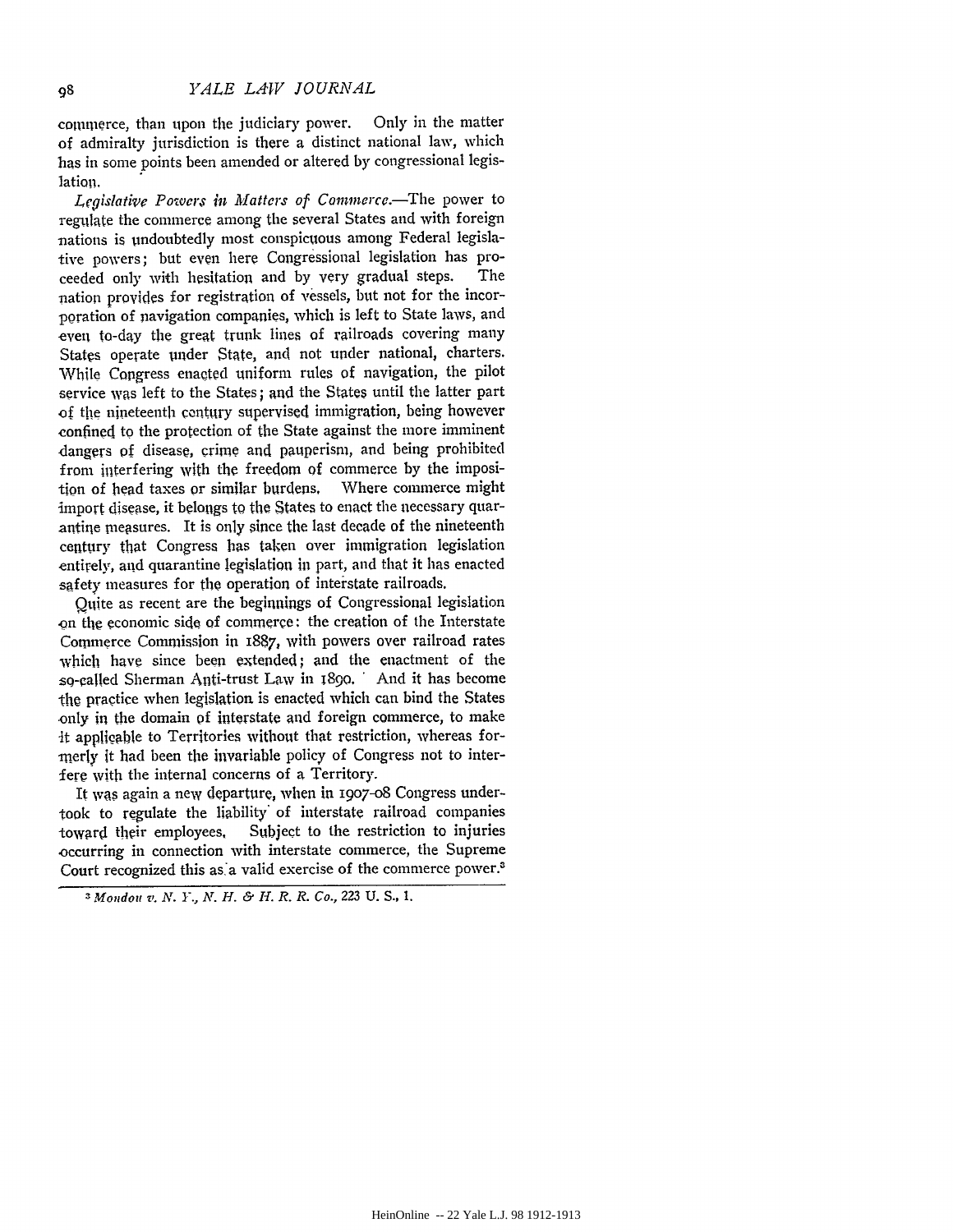commerce, than upon the judiciary power. Only in the matter of admiralty jurisdiction is there a distinct national law, which has in some points been amended or altered by congressional legislation.

*Legislative Powers in Matters of Commerce.*—The power to regulate the commerce among the several States and with foreign nations is undoubtedly most conspicuous among Federal legislative powers; but even here Congressional legislation has proceeded only with hesitation and by very gradual steps. The nation provides for registration of vessels, but not for the incorporation of navigation companies, which is left to State laws, and even to-day the great trunk lines of railroads covering many States operate under State, and not under national, charters. While Congress enacted uniform rules of navigation, the pilot service was left to the States; and the States until the latter part of the nineteenth century supervised immigration, being however confined to the protection of the State against the more imminent dangers of disease, crime and pauperism, and being prohibited from interfering with the freedom of commerce by the imposition of head taxes or similar burdens. Where commerce might import disease, it belongs to the States to enact the necessary quarantine measures. It is only since the last decade of the nineteenth century that Congress has taken over immigration legislation entirely, and quarantine legislation in part, and that it has enacted safety measures for the operation of interstate railroads.

Quite as recent are the beginnings of Congressional legislation on the economic side of commerce: the creation of the Interstate Commerce Commission in 1887, with powers over railroad rates which have since been extended; and the enactment of the so-called Sherman Anti-trust Law in 1890. And it has become the practice when legislation is enacted which can bind the States only in the domain of interstate and foreign commerce, to make it applicable to Territories without that restriction, whereas formerly it had been the invariable policy of Congress not to interfere with the internal concerns of a Territory.

It was again a new departure, when in 1907-08 Congress undertook to regulate the liability of interstate railroad companies toward their employees. Subject to the restriction to injuries occurring in connection with interstate commerce, the Supreme Court recognized this as a valid exercise of the commerce power.[3]

---

[3] *Mondou v. N. Y., N. H. & H. R. R. Co.*, 223 U. S., 1.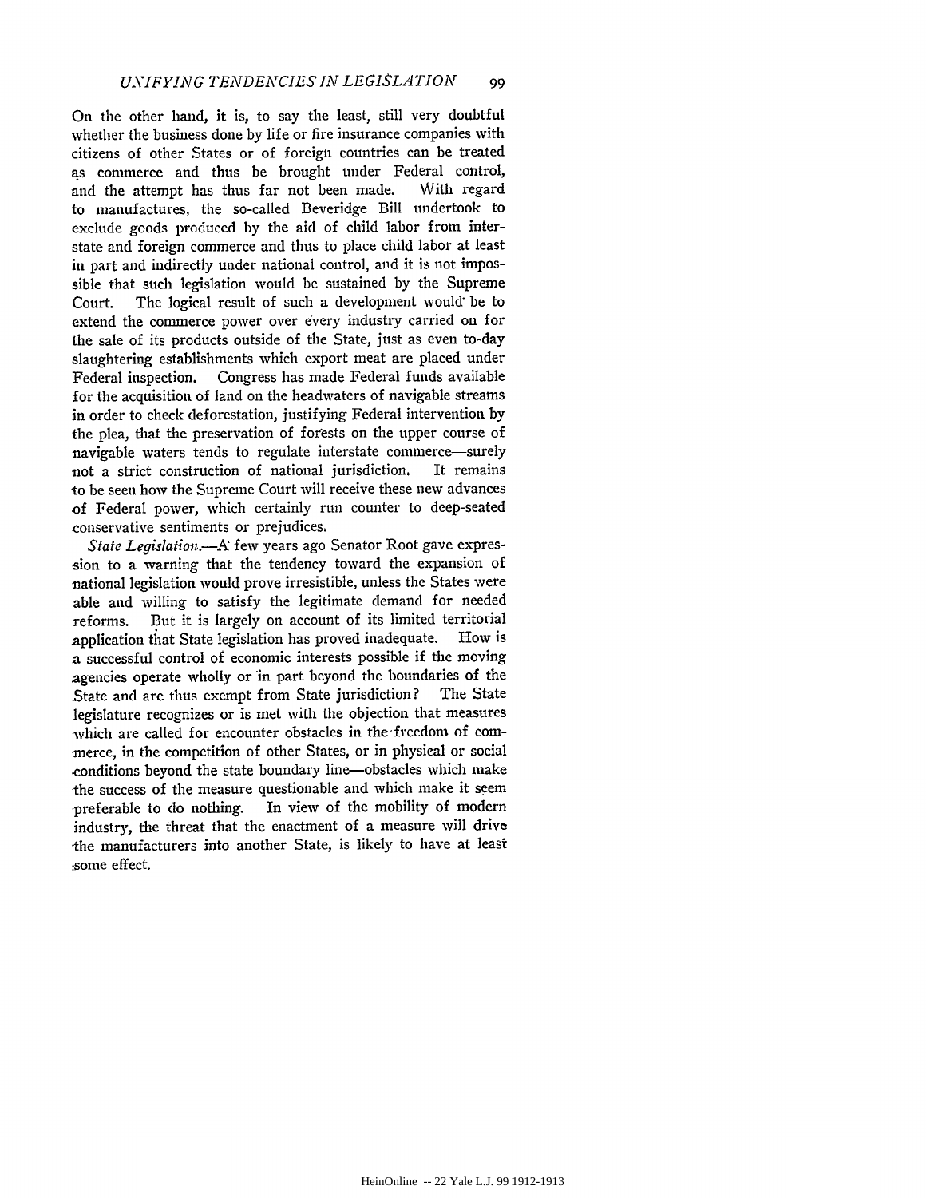On the other hand, it is, to say the least, still very doubtful whether the business done by life or fire insurance companies with citizens of other States or of foreign countries can be treated as commerce and thus be brought under Federal control, and the attempt has thus far not been made. With regard to manufactures, the so-called Beveridge Bill undertook to exclude goods produced by the aid of child labor from interstate and foreign commerce and thus to place child labor at least in part and indirectly under national control, and it is not impossible that such legislation would be sustained by the Supreme Court. The logical result of such a development would be to extend the commerce power over every industry carried on for the sale of its products outside of the State, just as even to-day slaughtering establishments which export meat are placed under Federal inspection. Congress has made Federal funds available for the acquisition of land on the headwaters of navigable streams in order to check deforestation, justifying Federal intervention by the plea, that the preservation of forests on the upper course of navigable waters tends to regulate interstate commerce—surely not a strict construction of national jurisdiction. It remains to be seen how the Supreme Court will receive these new advances of Federal power, which certainly run counter to deep-seated conservative sentiments or prejudices.

*State Legislation.*—A few years ago Senator Root gave expression to a warning that the tendency toward the expansion of national legislation would prove irresistible, unless the States were able and willing to satisfy the legitimate demand for needed reforms. But it is largely on account of its limited territorial application that State legislation has proved inadequate. How is a successful control of economic interests possible if the moving agencies operate wholly or in part beyond the boundaries of the State and are thus exempt from State jurisdiction? The State legislature recognizes or is met with the objection that measures which are called for encounter obstacles in the freedom of commerce, in the competition of other States, or in physical or social conditions beyond the state boundary line—obstacles which make the success of the measure questionable and which make it seem preferable to do nothing. In view of the mobility of modern industry, the threat that the enactment of a measure will drive the manufacturers into another State, is likely to have at least some effect.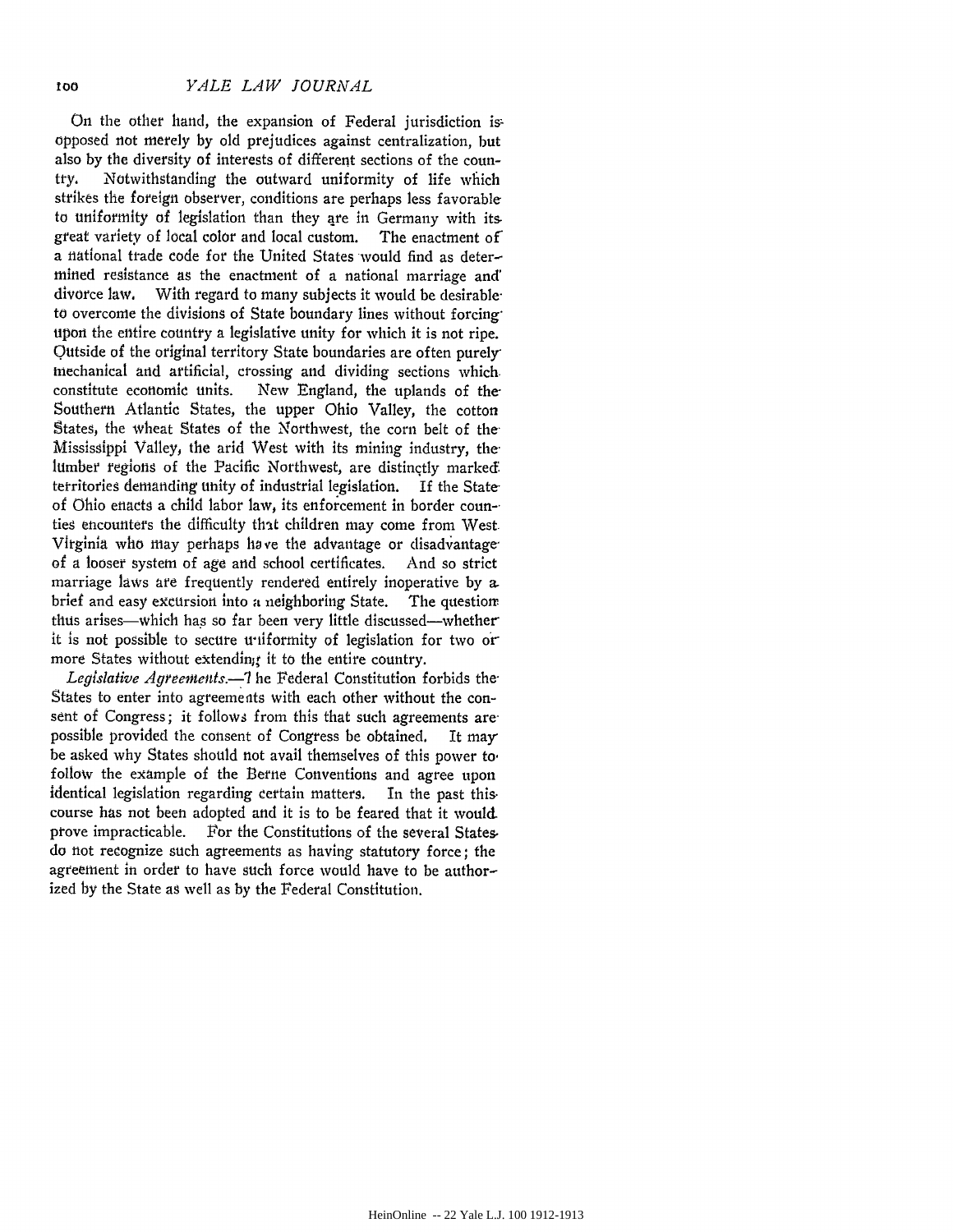On the other hand, the expansion of Federal jurisdiction is opposed not merely by old prejudices against centralization, but also by the diversity of interests of different sections of the country. Notwithstanding the outward uniformity of life which strikes the foreign observer, conditions are perhaps less favorable to uniformity of legislation than they are in Germany with its great variety of local color and local custom. The enactment of a national trade code for the United States would find as determined resistance as the enactment of a national marriage and divorce law. With regard to many subjects it would be desirable to overcome the divisions of State boundary lines without forcing upon the entire country a legislative unity for which it is not ripe. Outside of the original territory State boundaries are often purely mechanical and artificial, crossing and dividing sections which constitute economic units. New England, the uplands of the Southern Atlantic States, the upper Ohio Valley, the cotton States, the wheat States of the Northwest, the corn belt of the Mississippi Valley, the arid West with its mining industry, the lumber regions of the Pacific Northwest, are distinctly marked territories demanding unity of industrial legislation. If the State of Ohio enacts a child labor law, its enforcement in border counties encounters the difficulty that children may come from West Virginia who may perhaps have the advantage or disadvantage of a looser system of age and school certificates. And so strict marriage laws are frequently rendered entirely inoperative by a brief and easy excursion into a neighboring State. The question thus arises—which has so far been very little discussed—whether it is not possible to secure uniformity of legislation for two or more States without extending it to the entire country.

*Legislative Agreements.*—The Federal Constitution forbids the States to enter into agreements with each other without the consent of Congress; it follows from this that such agreements are possible provided the consent of Congress be obtained. It may be asked why States should not avail themselves of this power to follow the example of the Berne Conventions and agree upon identical legislation regarding certain matters. In the past this course has not been adopted and it is to be feared that it would prove impracticable. For the Constitutions of the several States do not recognize such agreements as having statutory force; the agreement in order to have such force would have to be authorized by the State as well as by the Federal Constitution.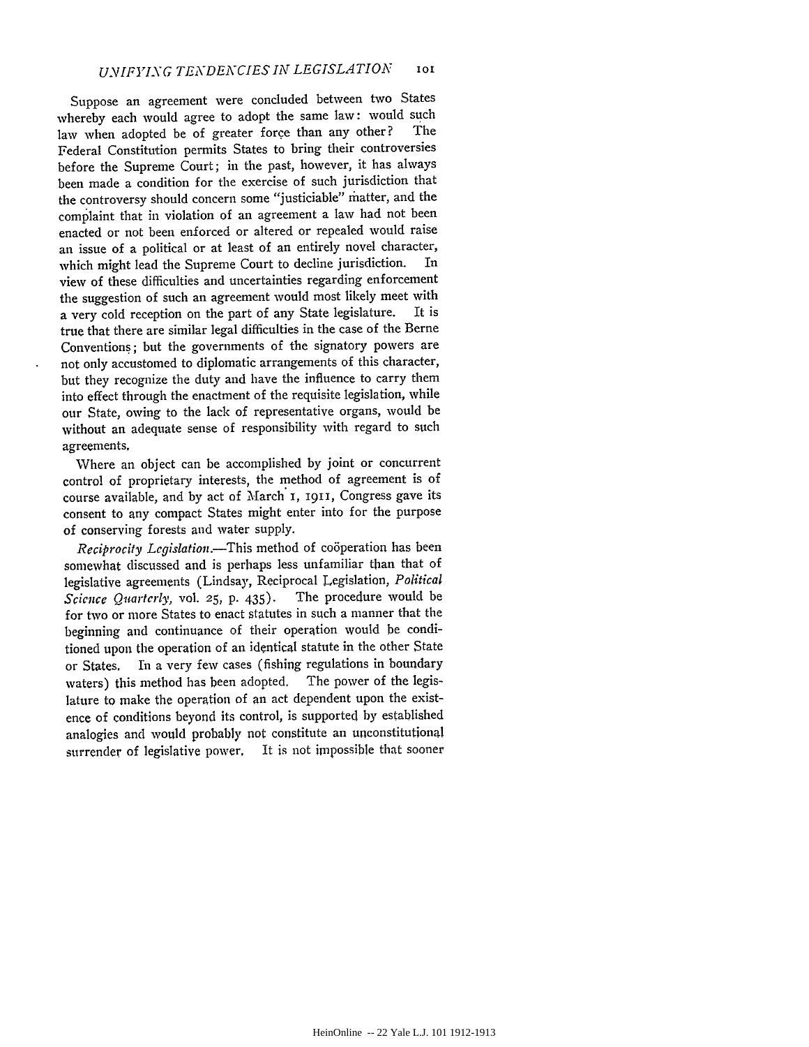Suppose an agreement were concluded between two States whereby each would agree to adopt the same law: would such law when adopted be of greater force than any other? The Federal Constitution permits States to bring their controversies before the Supreme Court; in the past, however, it has always been made a condition for the exercise of such jurisdiction that the controversy should concern some "justiciable" matter, and the complaint that in violation of an agreement a law had not been enacted or not been enforced or altered or repealed would raise an issue of a political or at least of an entirely novel character, which might lead the Supreme Court to decline jurisdiction. In view of these difficulties and uncertainties regarding enforcement the suggestion of such an agreement would most likely meet with a very cold reception on the part of any State legislature. It is true that there are similar legal difficulties in the case of the Berne Conventions; but the governments of the signatory powers are not only accustomed to diplomatic arrangements of this character, but they recognize the duty and have the influence to carry them into effect through the enactment of the requisite legislation, while our State, owing to the lack of representative organs, would be without an adequate sense of responsibility with regard to such agreements.

Where an object can be accomplished by joint or concurrent control of proprietary interests, the method of agreement is of course available, and by act of March 1, 1911, Congress gave its consent to any compact States might enter into for the purpose of conserving forests and water supply.

*Reciprocity Legislation.*—This method of coöperation has been somewhat discussed and is perhaps less unfamiliar than that of legislative agreements (Lindsay, Reciprocal Legislation, *Political Science Quarterly*, vol. 25, p. 435). The procedure would be for two or more States to enact statutes in such a manner that the beginning and continuance of their operation would be conditioned upon the operation of an identical statute in the other State or States. In a very few cases (fishing regulations in boundary waters) this method has been adopted. The power of the legislature to make the operation of an act dependent upon the existence of conditions beyond its control, is supported by established analogies and would probably not constitute an unconstitutional surrender of legislative power. It is not impossible that sooner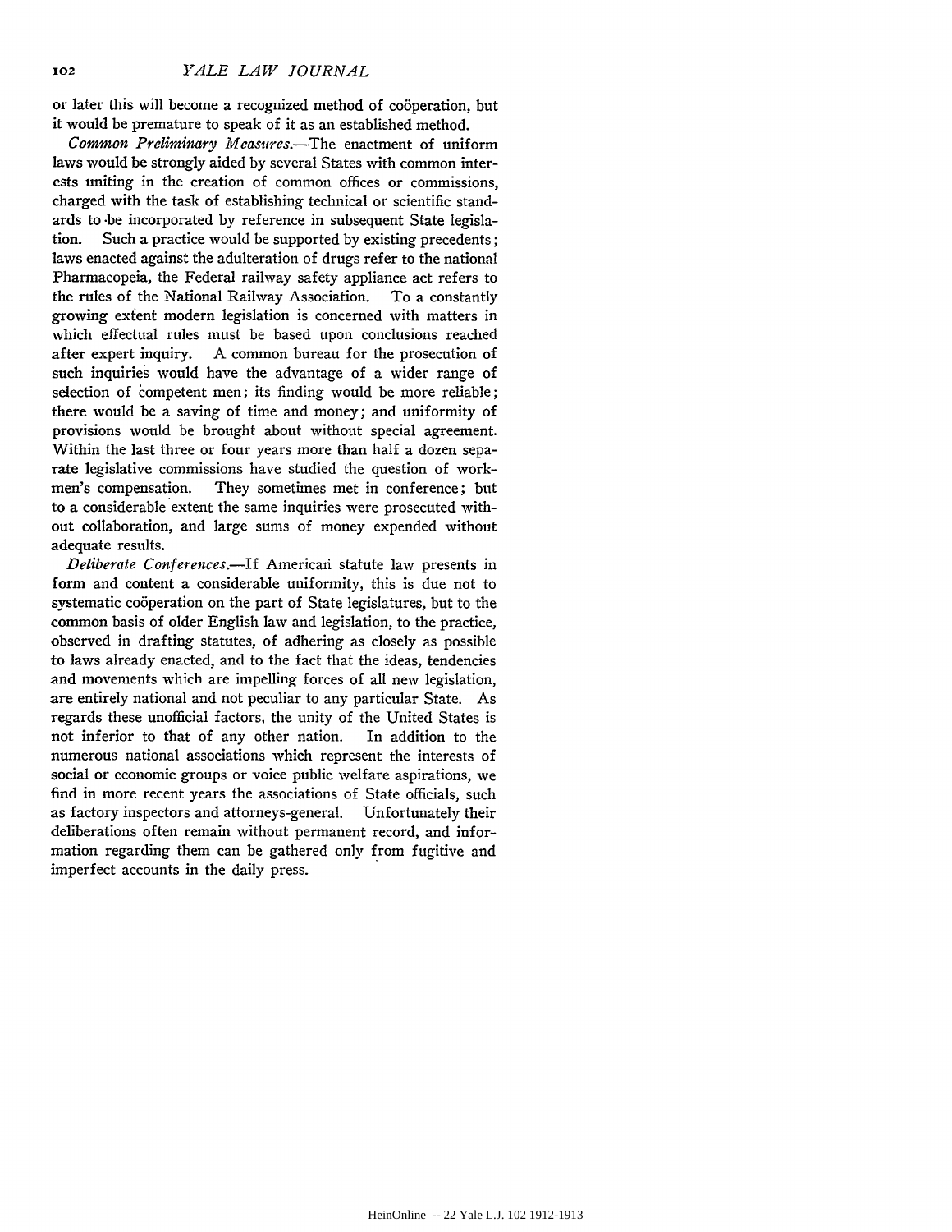or later this will become a recognized method of coöperation, but it would be premature to speak of it as an established method.

*Common Preliminary Measures.*—The enactment of uniform laws would be strongly aided by several States with common interests uniting in the creation of common offices or commissions, charged with the task of establishing technical or scientific standards to be incorporated by reference in subsequent State legislation. Such a practice would be supported by existing precedents; laws enacted against the adulteration of drugs refer to the national Pharmacopeia, the Federal railway safety appliance act refers to the rules of the National Railway Association. To a constantly growing extent modern legislation is concerned with matters in which effectual rules must be based upon conclusions reached after expert inquiry. A common bureau for the prosecution of such inquiries would have the advantage of a wider range of selection of competent men; its finding would be more reliable; there would be a saving of time and money; and uniformity of provisions would be brought about without special agreement. Within the last three or four years more than half a dozen separate legislative commissions have studied the question of workmen's compensation. They sometimes met in conference; but to a considerable extent the same inquiries were prosecuted without collaboration, and large sums of money expended without adequate results.

*Deliberate Conferences.*—If American statute law presents in form and content a considerable uniformity, this is due not to systematic coöperation on the part of State legislatures, but to the common basis of older English law and legislation, to the practice, observed in drafting statutes, of adhering as closely as possible to laws already enacted, and to the fact that the ideas, tendencies and movements which are impelling forces of all new legislation, are entirely national and not peculiar to any particular State. As regards these unofficial factors, the unity of the United States is not inferior to that of any other nation. In addition to the numerous national associations which represent the interests of social or economic groups or voice public welfare aspirations, we find in more recent years the associations of State officials, such as factory inspectors and attorneys-general. Unfortunately their deliberations often remain without permanent record, and information regarding them can be gathered only from fugitive and imperfect accounts in the daily press.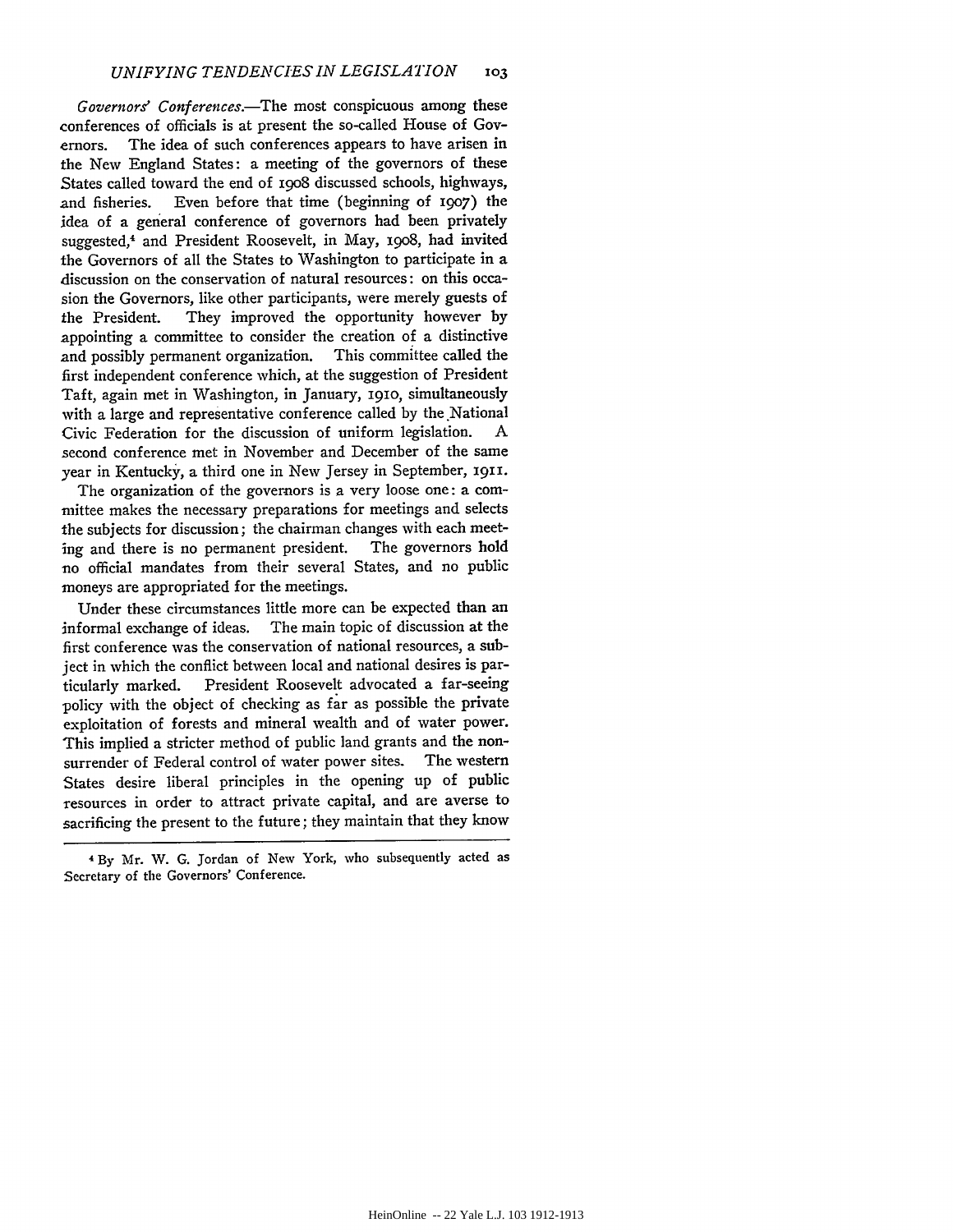*Governors' Conferences.*—The most conspicuous among these conferences of officials is at present the so-called House of Governors. The idea of such conferences appears to have arisen in the New England States: a meeting of the governors of these States called toward the end of 1908 discussed schools, highways, and fisheries. Even before that time (beginning of 1907) the idea of a general conference of governors had been privately suggested,[4] and President Roosevelt, in May, 1908, had invited the Governors of all the States to Washington to participate in a discussion on the conservation of natural resources: on this occasion the Governors, like other participants, were merely guests of the President. They improved the opportunity however by appointing a committee to consider the creation of a distinctive and possibly permanent organization. This committee called the first independent conference which, at the suggestion of President Taft, again met in Washington, in January, 1910, simultaneously with a large and representative conference called by the National Civic Federation for the discussion of uniform legislation. A second conference met in November and December of the same year in Kentucky, a third one in New Jersey in September, 1911.

The organization of the governors is a very loose one: a committee makes the necessary preparations for meetings and selects the subjects for discussion; the chairman changes with each meeting and there is no permanent president. The governors hold no official mandates from their several States, and no public moneys are appropriated for the meetings.

Under these circumstances little more can be expected than an informal exchange of ideas. The main topic of discussion at the first conference was the conservation of national resources, a subject in which the conflict between local and national desires is particularly marked. President Roosevelt advocated a far-seeing policy with the object of checking as far as possible the private exploitation of forests and mineral wealth and of water power. This implied a stricter method of public land grants and the non-surrender of Federal control of water power sites. The western States desire liberal principles in the opening up of public resources in order to attract private capital, and are averse to sacrificing the present to the future; they maintain that they know

[4] By Mr. W. G. Jordan of New York, who subsequently acted as Secretary of the Governors' Conference.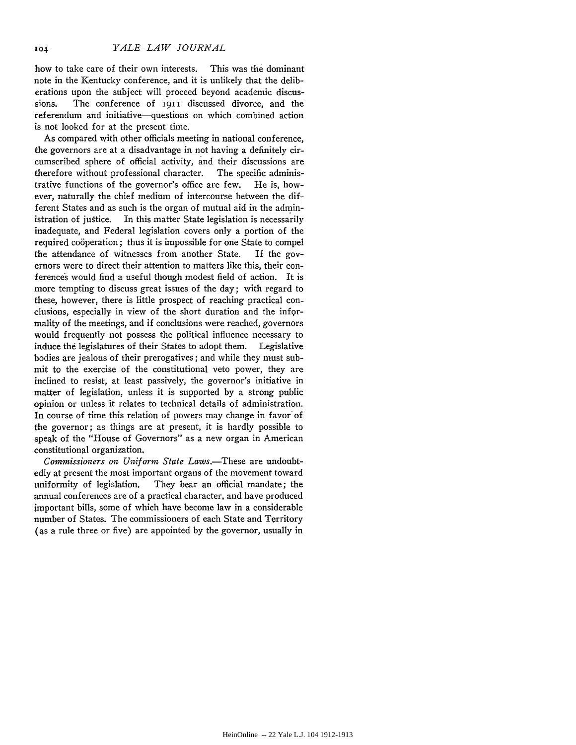how to take care of their own interests. This was the dominant note in the Kentucky conference, and it is unlikely that the deliberations upon the subject will proceed beyond academic discussions. The conference of 1911 discussed divorce, and the referendum and initiative—questions on which combined action is not looked for at the present time.

As compared with other officials meeting in national conference, the governors are at a disadvantage in not having a definitely circumscribed sphere of official activity, and their discussions are therefore without professional character. The specific administrative functions of the governor's office are few. He is, however, naturally the chief medium of intercourse between the different States and as such is the organ of mutual aid in the administration of justice. In this matter State legislation is necessarily inadequate, and Federal legislation covers only a portion of the required coöperation; thus it is impossible for one State to compel the attendance of witnesses from another State. If the governors were to direct their attention to matters like this, their conferences would find a useful though modest field of action. It is more tempting to discuss great issues of the day; with regard to these, however, there is little prospect of reaching practical conclusions, especially in view of the short duration and the informality of the meetings, and if conclusions were reached, governors would frequently not possess the political influence necessary to induce the legislatures of their States to adopt them. Legislative bodies are jealous of their prerogatives; and while they must submit to the exercise of the constitutional veto power, they are inclined to resist, at least passively, the governor's initiative in matter of legislation, unless it is supported by a strong public opinion or unless it relates to technical details of administration. In course of time this relation of powers may change in favor of the governor; as things are at present, it is hardly possible to speak of the "House of Governors" as a new organ in American constitutional organization.

*Commissioners on Uniform State Laws.*—These are undoubtedly at present the most important organs of the movement toward uniformity of legislation. They bear an official mandate; the annual conferences are of a practical character, and have produced important bills, some of which have become law in a considerable number of States. The commissioners of each State and Territory (as a rule three or five) are appointed by the governor, usually in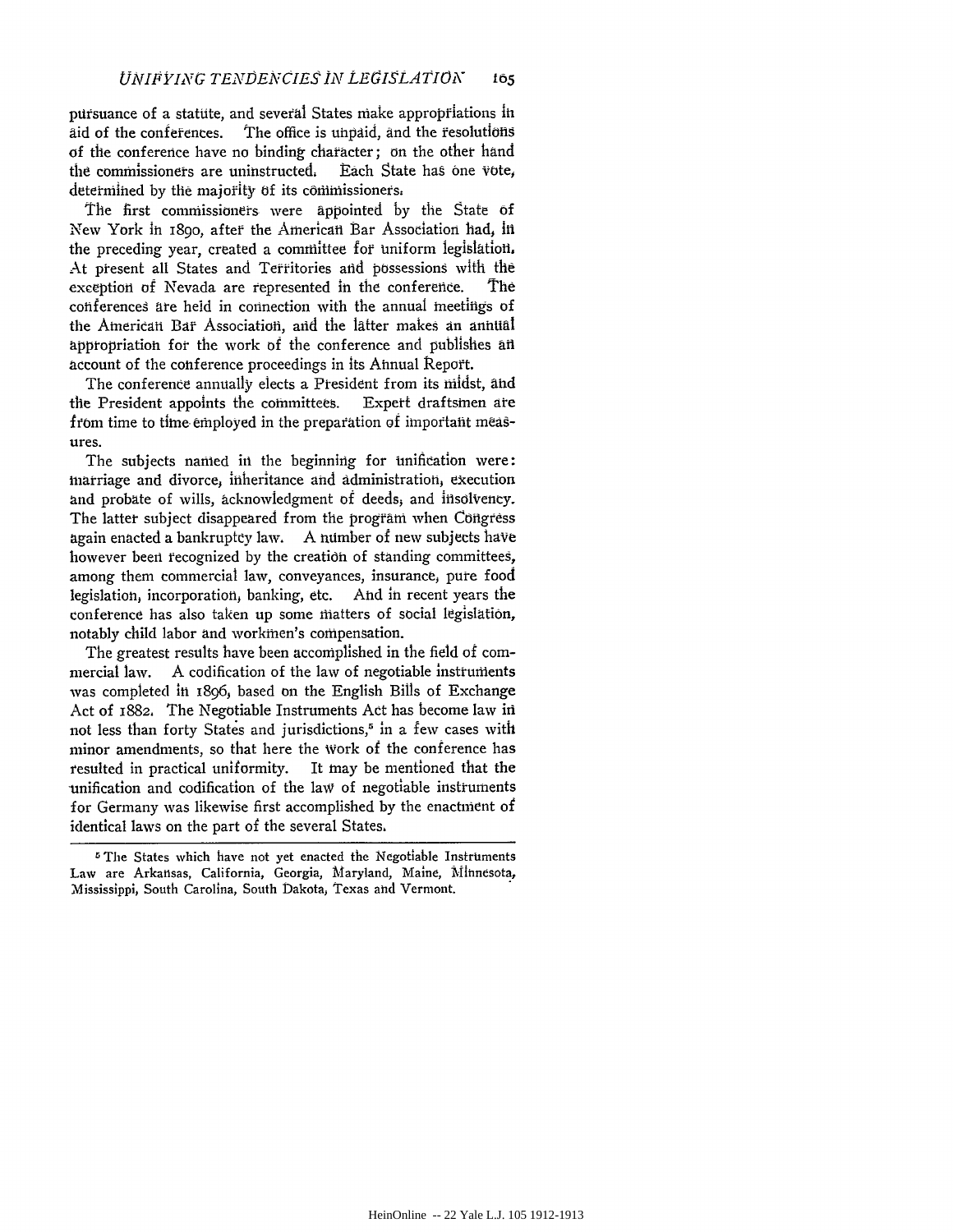pursuance of a statute, and several States make appropriations in aid of the conferences. The office is unpaid, and the resolutions of the conference have no binding character; on the other hand the commissioners are uninstructed. Each State has one vote, determined by the majority of its commissioners.

The first commissioners were appointed by the State of New York in 1890, after the American Bar Association had, in the preceding year, created a committee for uniform legislation. At present all States and Territories and possessions with the exception of Nevada are represented in the conference. The conferences are held in connection with the annual meetings of the American Bar Association, and the latter makes an annual appropriation for the work of the conference and publishes an account of the conference proceedings in its Annual Report.

The conference annually elects a President from its midst, and the President appoints the committees. Expert draftsmen are from time to time employed in the preparation of important measures.

The subjects named in the beginning for unification were: marriage and divorce, inheritance and administration, execution and probate of wills, acknowledgment of deeds, and insolvency. The latter subject disappeared from the program when Congress again enacted a bankruptcy law. A number of new subjects have however been recognized by the creation of standing committees, among them commercial law, conveyances, insurance, pure food legislation, incorporation, banking, etc. And in recent years the conference has also taken up some matters of social legislation, notably child labor and workmen's compensation.

The greatest results have been accomplished in the field of commercial law. A codification of the law of negotiable instruments was completed in 1896, based on the English Bills of Exchange Act of 1882. The Negotiable Instruments Act has become law in not less than forty States and jurisdictions,[5] in a few cases with minor amendments, so that here the work of the conference has resulted in practical uniformity. It may be mentioned that the unification and codification of the law of negotiable instruments for Germany was likewise first accomplished by the enactment of identical laws on the part of the several States.

---

[5] The States which have not yet enacted the Negotiable Instruments Law are Arkansas, California, Georgia, Maryland, Maine, Minnesota, Mississippi, South Carolina, South Dakota, Texas and Vermont.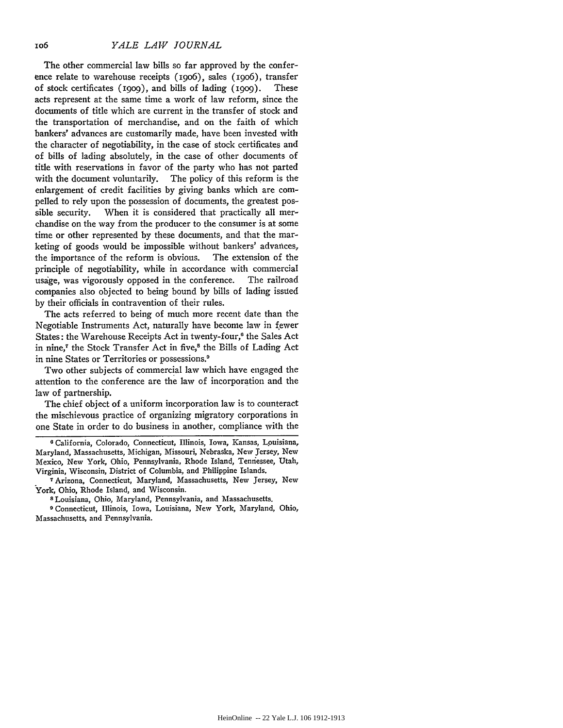The other commercial law bills so far approved by the conference relate to warehouse receipts (1906), sales (1906), transfer of stock certificates (1909), and bills of lading (1909). These acts represent at the same time a work of law reform, since the documents of title which are current in the transfer of stock and the transportation of merchandise, and on the faith of which bankers' advances are customarily made, have been invested with the character of negotiability, in the case of stock certificates and of bills of lading absolutely, in the case of other documents of title with reservations in favor of the party who has not parted with the document voluntarily. The policy of this reform is the enlargement of credit facilities by giving banks which are compelled to rely upon the possession of documents, the greatest possible security. When it is considered that practically all merchandise on the way from the producer to the consumer is at some time or other represented by these documents, and that the marketing of goods would be impossible without bankers' advances, the importance of the reform is obvious. The extension of the principle of negotiability, while in accordance with commercial usage, was vigorously opposed in the conference. The railroad companies also objected to being bound by bills of lading issued by their officials in contravention of their rules.

The acts referred to being of much more recent date than the Negotiable Instruments Act, naturally have become law in fewer States: the Warehouse Receipts Act in twenty-four,[6] the Sales Act in nine,[7] the Stock Transfer Act in five,[8] the Bills of Lading Act in nine States or Territories or possessions.[9]

Two other subjects of commercial law which have engaged the attention to the conference are the law of incorporation and the law of partnership.

The chief object of a uniform incorporation law is to counteract the mischievous practice of organizing migratory corporations in one State in order to do business in another, compliance with the

---

[6] California, Colorado, Connecticut, Illinois, Iowa, Kansas, Louisiana, Maryland, Massachusetts, Michigan, Missouri, Nebraska, New Jersey, New Mexico, New York, Ohio, Pennsylvania, Rhode Island, Tennessee, Utah, Virginia, Wisconsin, District of Columbia, and Philippine Islands.

[7] Arizona, Connecticut, Maryland, Massachusetts, New Jersey, New York, Ohio, Rhode Island, and Wisconsin.

[8] Louisiana, Ohio, Maryland, Pennsylvania, and Massachusetts.

[9] Connecticut, Illinois, Iowa, Louisiana, New York, Maryland, Ohio, Massachusetts, and Pennsylvania.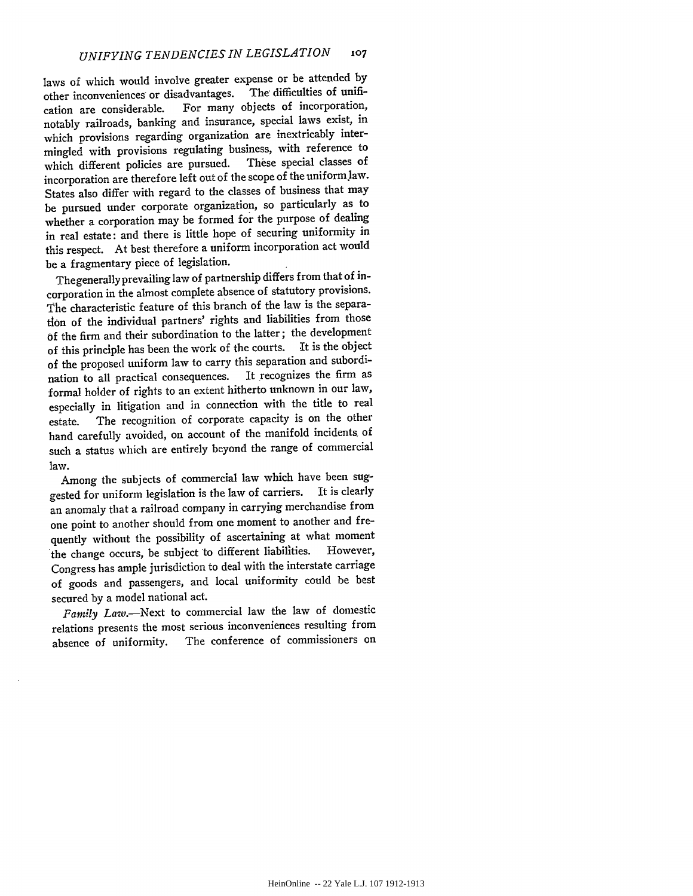laws of which would involve greater expense or be attended by other inconveniences or disadvantages. The difficulties of unification are considerable. For many objects of incorporation, notably railroads, banking and insurance, special laws exist, in which provisions regarding organization are inextricably intermingled with provisions regulating business, with reference to which different policies are pursued. These special classes of incorporation are therefore left out of the scope of the uniform law. States also differ with regard to the classes of business that may be pursued under corporate organization, so particularly as to whether a corporation may be formed for the purpose of dealing in real estate: and there is little hope of securing uniformity in this respect. At best therefore a uniform incorporation act would be a fragmentary piece of legislation.

The generally prevailing law of partnership differs from that of incorporation in the almost complete absence of statutory provisions. The characteristic feature of this branch of the law is the separation of the individual partners' rights and liabilities from those of the firm and their subordination to the latter; the development of this principle has been the work of the courts. It is the object of the proposed uniform law to carry this separation and subordination to all practical consequences. It recognizes the firm as formal holder of rights to an extent hitherto unknown in our law, especially in litigation and in connection with the title to real estate. The recognition of corporate capacity is on the other hand carefully avoided, on account of the manifold incidents of such a status which are entirely beyond the range of commercial law.

Among the subjects of commercial law which have been suggested for uniform legislation is the law of carriers. It is clearly an anomaly that a railroad company in carrying merchandise from one point to another should from one moment to another and frequently without the possibility of ascertaining at what moment the change occurs, be subject to different liabilities. However, Congress has ample jurisdiction to deal with the interstate carriage of goods and passengers, and local uniformity could be best secured by a model national act.

*Family Law.*—Next to commercial law the law of domestic relations presents the most serious inconveniences resulting from absence of uniformity. The conference of commissioners on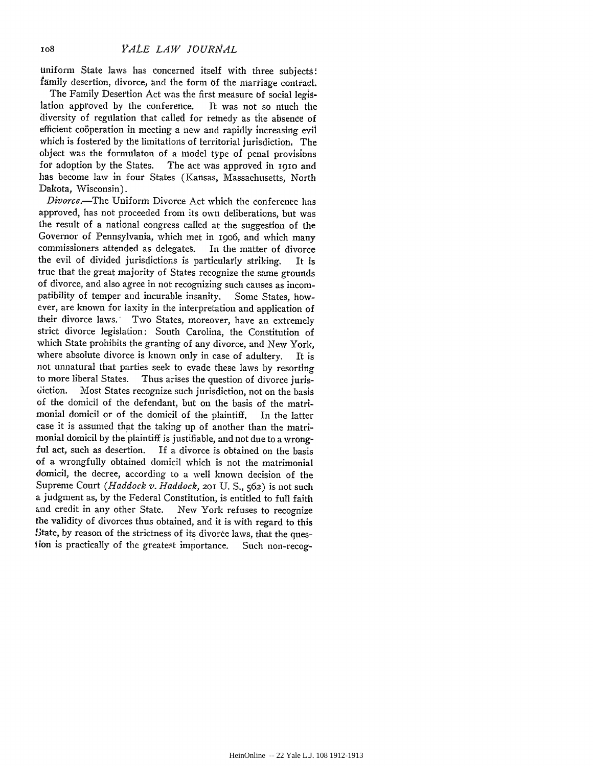uniform State laws has concerned itself with three subjects: family desertion, divorce, and the form of the marriage contract.

The Family Desertion Act was the first measure of social legislation approved by the conference. It was not so much the diversity of regulation that called for remedy as the absence of efficient coöperation in meeting a new and rapidly increasing evil which is fostered by the limitations of territorial jurisdiction. The object was the formulaton of a model type of penal provisions for adoption by the States. The act was approved in 1910 and has become law in four States (Kansas, Massachusetts, North Dakota, Wisconsin).

*Divorce.*—The Uniform Divorce Act which the conference has approved, has not proceeded from its own deliberations, but was the result of a national congress called at the suggestion of the Governor of Pennsylvania, which met in 1906, and which many commissioners attended as delegates. In the matter of divorce the evil of divided jurisdictions is particularly striking. It is true that the great majority of States recognize the same grounds of divorce, and also agree in not recognizing such causes as incompatibility of temper and incurable insanity. Some States, however, are known for laxity in the interpretation and application of their divorce laws. Two States, moreover, have an extremely strict divorce legislation: South Carolina, the Constitution of which State prohibits the granting of any divorce, and New York, where absolute divorce is known only in case of adultery. It is not unnatural that parties seek to evade these laws by resorting to more liberal States. Thus arises the question of divorce jurisdiction. Most States recognize such jurisdiction, not on the basis of the domicil of the defendant, but on the basis of the matrimonial domicil or of the domicil of the plaintiff. In the latter case it is assumed that the taking up of another than the matrimonial domicil by the plaintiff is justifiable, and not due to a wrongful act, such as desertion. If a divorce is obtained on the basis of a wrongfully obtained domicil which is not the matrimonial domicil, the decree, according to a well known decision of the Supreme Court (*Haddock v. Haddock,* 201 U. S., 562) is not such a judgment as, by the Federal Constitution, is entitled to full faith and credit in any other State. New York refuses to recognize the validity of divorces thus obtained, and it is with regard to this State, by reason of the strictness of its divorce laws, that the question is practically of the greatest importance. Such non-recog-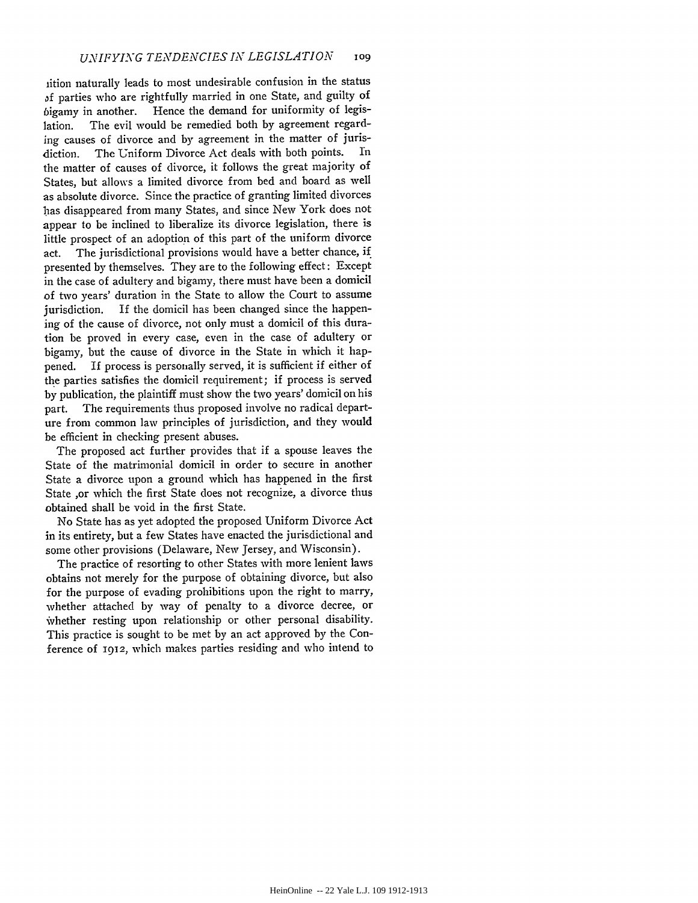ition naturally leads to most undesirable confusion in the status of parties who are rightfully married in one State, and guilty of bigamy in another. Hence the demand for uniformity of legislation. The evil would be remedied both by agreement regarding causes of divorce and by agreement in the matter of jurisdiction. The Uniform Divorce Act deals with both points. In the matter of causes of divorce, it follows the great majority of States, but allows a limited divorce from bed and board as well as absolute divorce. Since the practice of granting limited divorces has disappeared from many States, and since New York does not appear to be inclined to liberalize its divorce legislation, there is little prospect of an adoption of this part of the uniform divorce act. The jurisdictional provisions would have a better chance, if presented by themselves. They are to the following effect: Except in the case of adultery and bigamy, there must have been a domicil of two years' duration in the State to allow the Court to assume jurisdiction. If the domicil has been changed since the happening of the cause of divorce, not only must a domicil of this duration be proved in every case, even in the case of adultery or bigamy, but the cause of divorce in the State in which it happened. If process is personally served, it is sufficient if either of the parties satisfies the domicil requirement; if process is served by publication, the plaintiff must show the two years' domicil on his part. The requirements thus proposed involve no radical departure from common law principles of jurisdiction, and they would be efficient in checking present abuses.

The proposed act further provides that if a spouse leaves the State of the matrimonial domicil in order to secure in another State a divorce upon a ground which has happened in the first State ,or which the first State does not recognize, a divorce thus obtained shall be void in the first State.

No State has as yet adopted the proposed Uniform Divorce Act in its entirety, but a few States have enacted the jurisdictional and some other provisions (Delaware, New Jersey, and Wisconsin).

The practice of resorting to other States with more lenient laws obtains not merely for the purpose of obtaining divorce, but also for the purpose of evading prohibitions upon the right to marry, whether attached by way of penalty to a divorce decree, or whether resting upon relationship or other personal disability. This practice is sought to be met by an act approved by the Conference of 1912, which makes parties residing and who intend to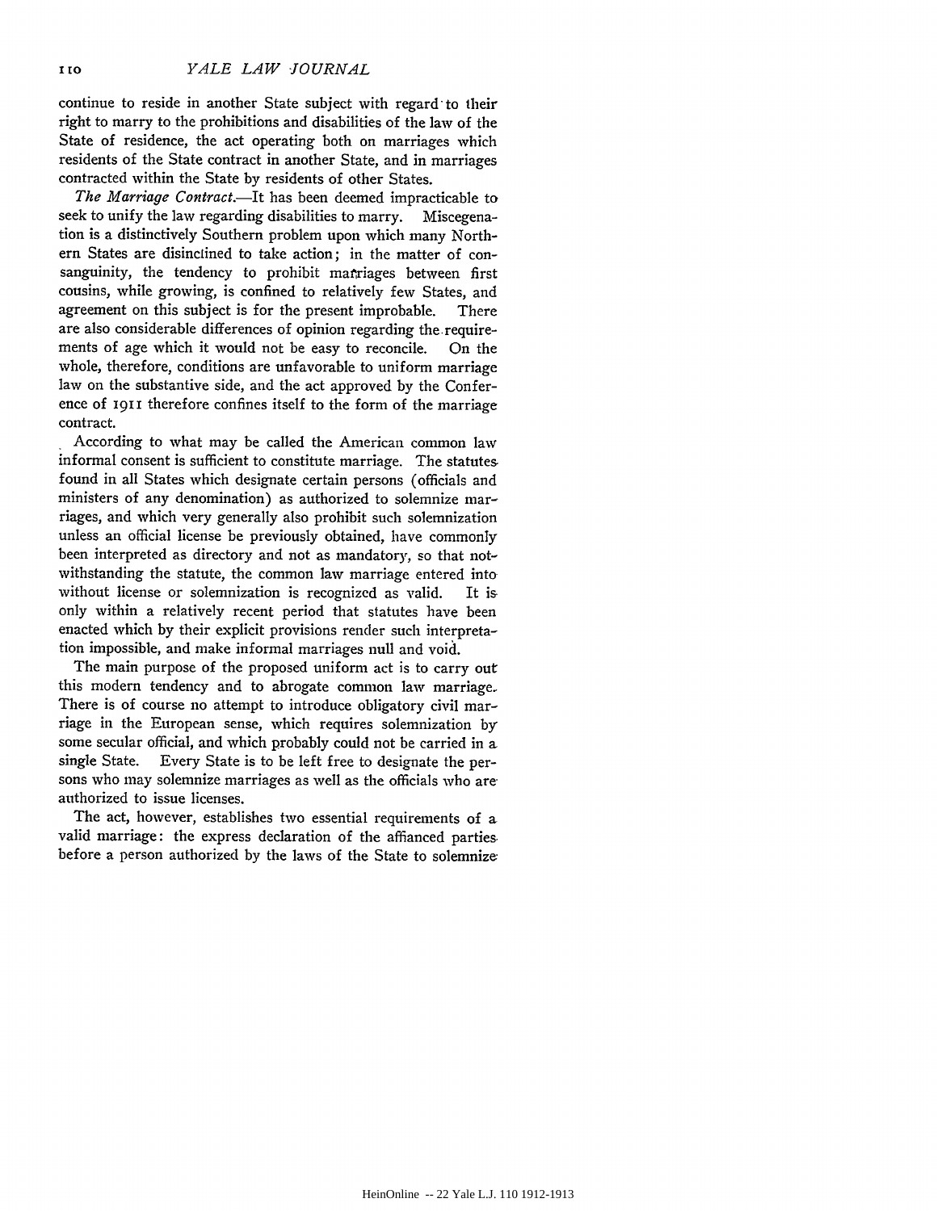continue to reside in another State subject with regard to their right to marry to the prohibitions and disabilities of the law of the State of residence, the act operating both on marriages which residents of the State contract in another State, and in marriages contracted within the State by residents of other States.

*The Marriage Contract.*—It has been deemed impracticable to seek to unify the law regarding disabilities to marry. Miscegenation is a distinctively Southern problem upon which many Northern States are disinclined to take action; in the matter of consanguinity, the tendency to prohibit marriages between first cousins, while growing, is confined to relatively few States, and agreement on this subject is for the present improbable. There are also considerable differences of opinion regarding the requirements of age which it would not be easy to reconcile. On the whole, therefore, conditions are unfavorable to uniform marriage law on the substantive side, and the act approved by the Conference of 1911 therefore confines itself to the form of the marriage contract.

According to what may be called the American common law informal consent is sufficient to constitute marriage. The statutes found in all States which designate certain persons (officials and ministers of any denomination) as authorized to solemnize marriages, and which very generally also prohibit such solemnization unless an official license be previously obtained, have commonly been interpreted as directory and not as mandatory, so that notwithstanding the statute, the common law marriage entered into without license or solemnization is recognized as valid. It is only within a relatively recent period that statutes have been enacted which by their explicit provisions render such interpretation impossible, and make informal marriages null and void.

The main purpose of the proposed uniform act is to carry out this modern tendency and to abrogate common law marriage. There is of course no attempt to introduce obligatory civil marriage in the European sense, which requires solemnization by some secular official, and which probably could not be carried in a single State. Every State is to be left free to designate the persons who may solemnize marriages as well as the officials who are authorized to issue licenses.

The act, however, establishes two essential requirements of a valid marriage: the express declaration of the affianced parties before a person authorized by the laws of the State to solemnize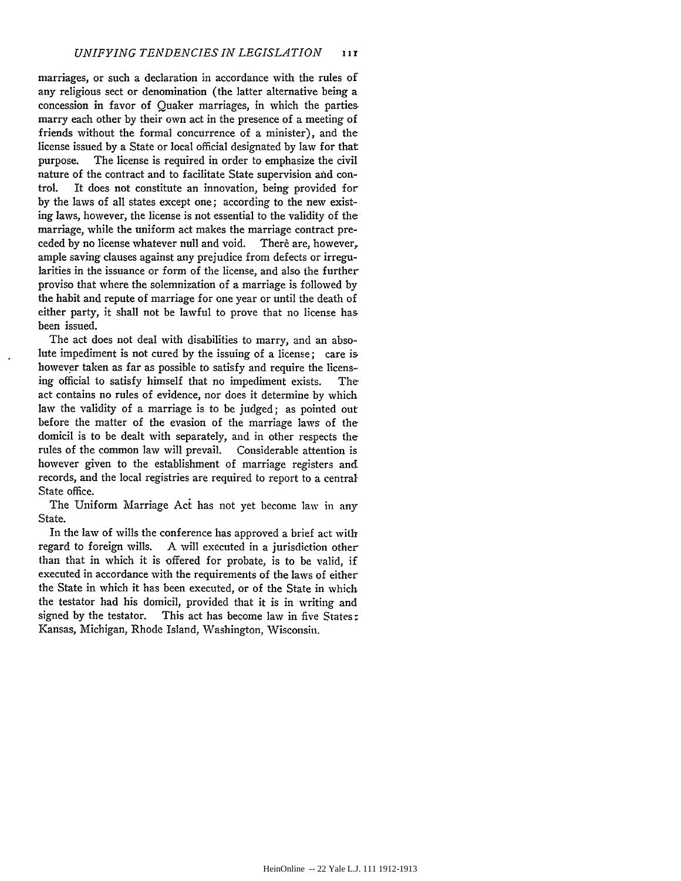marriages, or such a declaration in accordance with the rules of any religious sect or denomination (the latter alternative being a concession in favor of Quaker marriages, in which the parties marry each other by their own act in the presence of a meeting of friends without the formal concurrence of a minister), and the license issued by a State or local official designated by law for that purpose. The license is required in order to emphasize the civil nature of the contract and to facilitate State supervision and control. It does not constitute an innovation, being provided for by the laws of all states except one; according to the new existing laws, however, the license is not essential to the validity of the marriage, while the uniform act makes the marriage contract preceded by no license whatever null and void. There are, however, ample saving clauses against any prejudice from defects or irregularities in the issuance or form of the license, and also the further proviso that where the solemnization of a marriage is followed by the habit and repute of marriage for one year or until the death of either party, it shall not be lawful to prove that no license has been issued.

The act does not deal with disabilities to marry, and an absolute impediment is not cured by the issuing of a license; care is however taken as far as possible to satisfy and require the licensing official to satisfy himself that no impediment exists. The act contains no rules of evidence, nor does it determine by which law the validity of a marriage is to be judged; as pointed out before the matter of the evasion of the marriage laws of the domicil is to be dealt with separately, and in other respects the rules of the common law will prevail. Considerable attention is however given to the establishment of marriage registers and records, and the local registries are required to report to a central State office.

The Uniform Marriage Act has not yet become law in any State.

In the law of wills the conference has approved a brief act with regard to foreign wills. A will executed in a jurisdiction other than that in which it is offered for probate, is to be valid, if executed in accordance with the requirements of the laws of either the State in which it has been executed, or of the State in which the testator had his domicil, provided that it is in writing and signed by the testator. This act has become law in five States: Kansas, Michigan, Rhode Island, Washington, Wisconsin.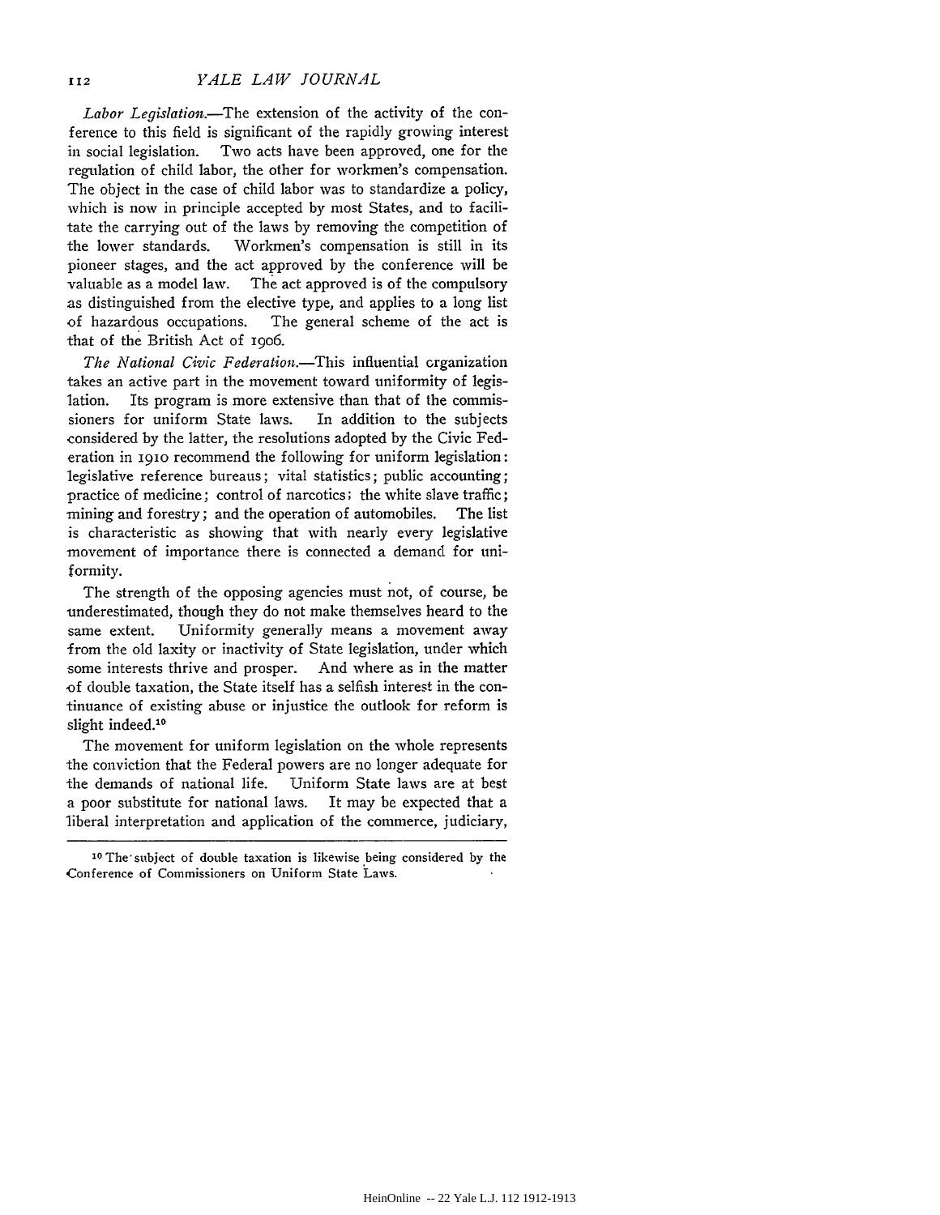*Labor Legislation.*—The extension of the activity of the conference to this field is significant of the rapidly growing interest in social legislation. Two acts have been approved, one for the regulation of child labor, the other for workmen's compensation. The object in the case of child labor was to standardize a policy, which is now in principle accepted by most States, and to facilitate the carrying out of the laws by removing the competition of the lower standards. Workmen's compensation is still in its pioneer stages, and the act approved by the conference will be valuable as a model law. The act approved is of the compulsory as distinguished from the elective type, and applies to a long list of hazardous occupations. The general scheme of the act is that of the British Act of 1906.

*The National Civic Federation.*—This influential organization takes an active part in the movement toward uniformity of legislation. Its program is more extensive than that of the commissioners for uniform State laws. In addition to the subjects considered by the latter, the resolutions adopted by the Civic Federation in 1910 recommend the following for uniform legislation: legislative reference bureaus; vital statistics; public accounting; practice of medicine; control of narcotics; the white slave traffic; mining and forestry; and the operation of automobiles. The list is characteristic as showing that with nearly every legislative movement of importance there is connected a demand for uniformity.

The strength of the opposing agencies must not, of course, be underestimated, though they do not make themselves heard to the same extent. Uniformity generally means a movement away from the old laxity or inactivity of State legislation, under which some interests thrive and prosper. And where as in the matter of double taxation, the State itself has a selfish interest in the continuance of existing abuse or injustice the outlook for reform is slight indeed.[10]

The movement for uniform legislation on the whole represents the conviction that the Federal powers are no longer adequate for the demands of national life. Uniform State laws are at best a poor substitute for national laws. It may be expected that a liberal interpretation and application of the commerce, judiciary,

---

[10] The subject of double taxation is likewise being considered by the Conference of Commissioners on Uniform State Laws.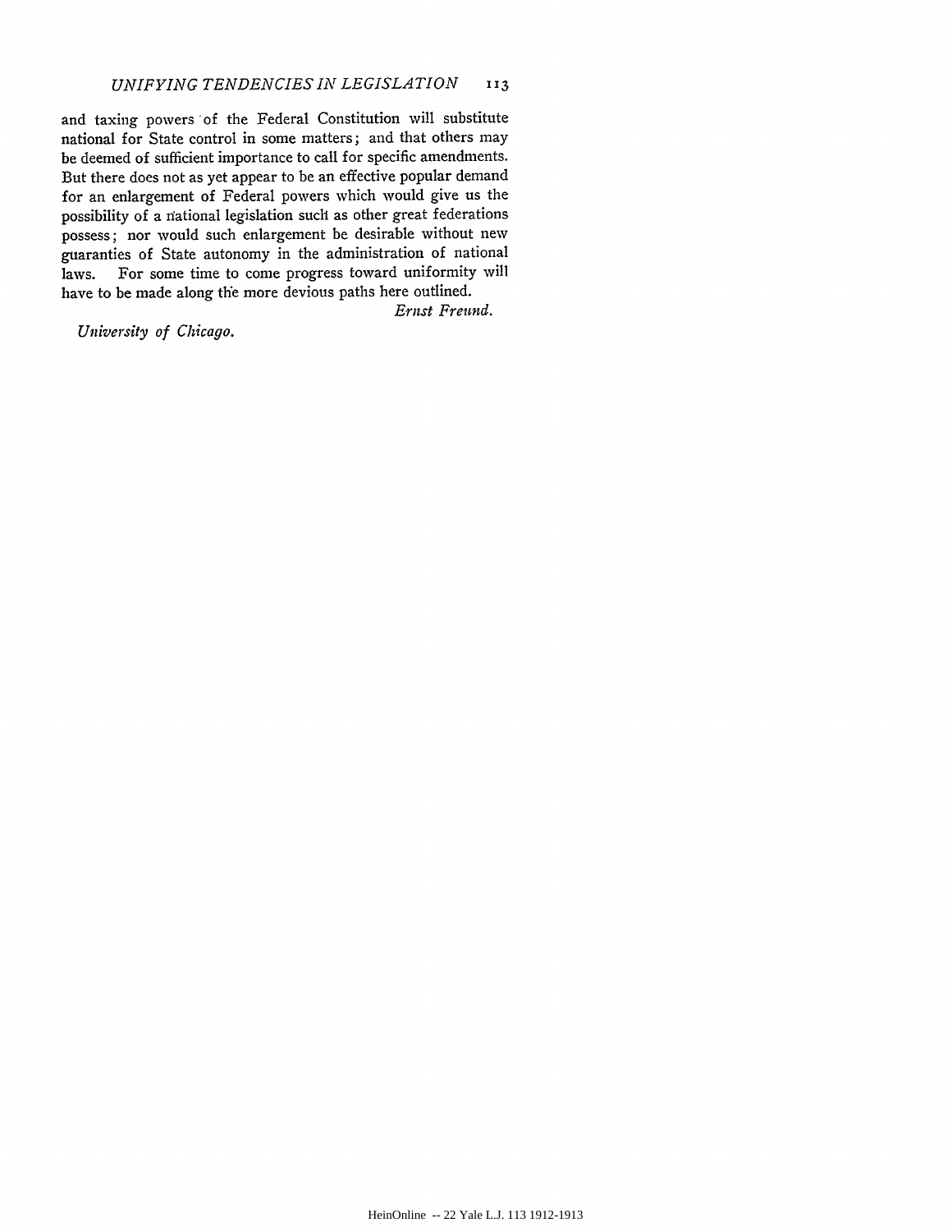and taxing powers of the Federal Constitution will substitute national for State control in some matters; and that others may be deemed of sufficient importance to call for specific amendments. But there does not as yet appear to be an effective popular demand for an enlargement of Federal powers which would give us the possibility of a national legislation such as other great federations possess; nor would such enlargement be desirable without new guaranties of State autonomy in the administration of national laws. For some time to come progress toward uniformity will have to be made along the more devious paths here outlined.

*Ernst Freund.*

*University of Chicago.*